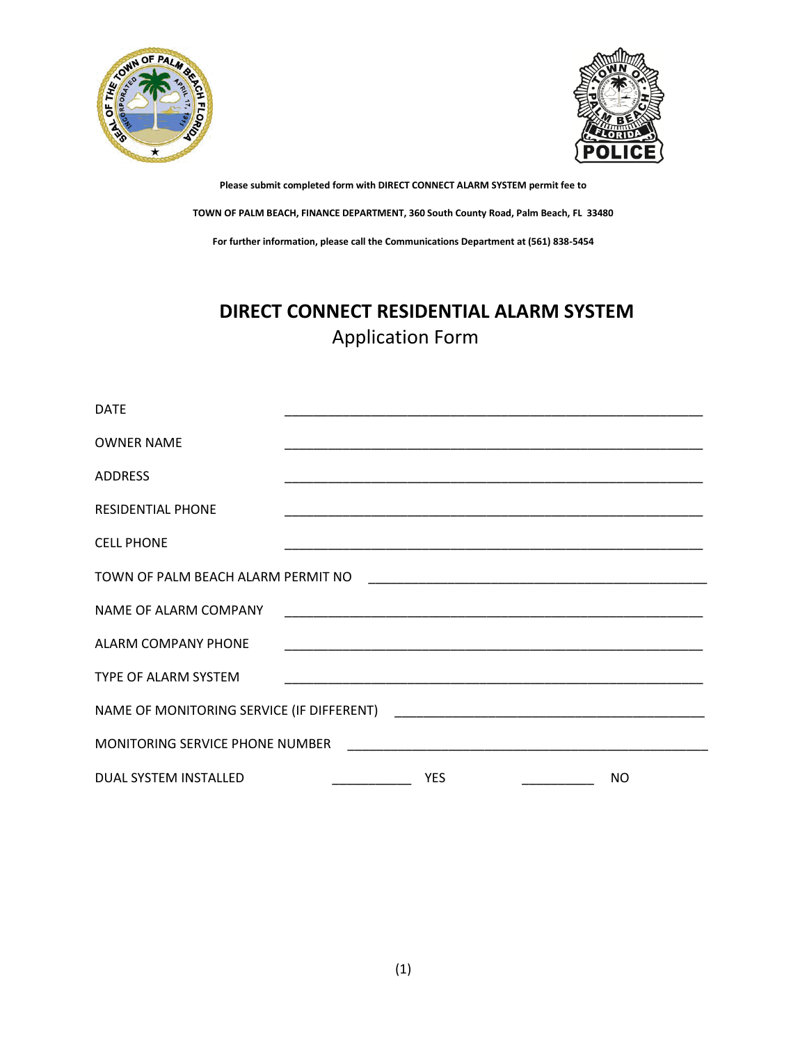**Please submit completed form with DIRECT CONNECT ALARM SYSTEM permit fee to**

**TOWN OF PALM BEACH, FINANCE DEPARTMENT, 360 South County Road, Palm Beach, FL 33480**

**For further information, please call the Communications Department at (561) 838-5454**

# DIRECT CONNECT RESIDENTIAL ALARM SYSTEM

## Application Form

DATE ______________________________________________________________

OWNER NAME ______________________________________________________________

ADDRESS ______________________________________________________________

RESIDENTIAL PHONE ______________________________________________________________

CELL PHONE ______________________________________________________________

TOWN OF PALM BEACH ALARM PERMIT NO ___________________________________________________

NAME OF ALARM COMPANY ______________________________________________________________

ALARM COMPANY PHONE ______________________________________________________________

TYPE OF ALARM SYSTEM ______________________________________________________________

NAME OF MONITORING SERVICE (IF DIFFERENT) _____________________________________________

MONITORING SERVICE PHONE NUMBER ____________________________________________________

DUAL SYSTEM INSTALLED ___________ YES __________ NO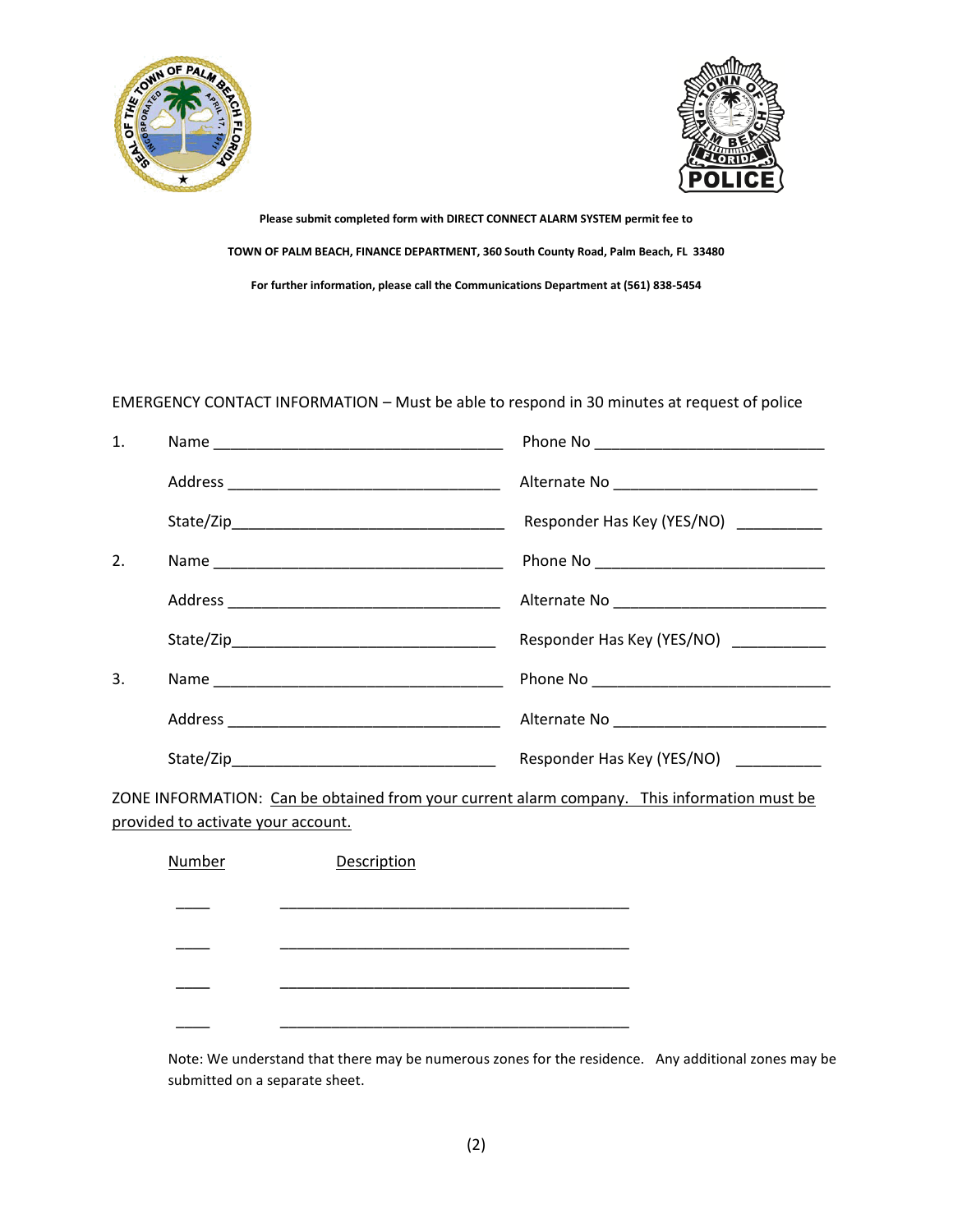**Please submit completed form with DIRECT CONNECT ALARM SYSTEM permit fee to**

**TOWN OF PALM BEACH, FINANCE DEPARTMENT, 360 South County Road, Palm Beach, FL 33480**

**For further information, please call the Communications Department at (561) 838-5454**

EMERGENCY CONTACT INFORMATION – Must be able to respond in 30 minutes at request of police

1. Name ___________________________________ Phone No ____________________________

   Address _________________________________ Alternate No _________________________

   State/Zip_________________________________ Responder Has Key (YES/NO) __________

2. Name ___________________________________ Phone No ____________________________

   Address _________________________________ Alternate No __________________________

   State/Zip________________________________ Responder Has Key (YES/NO) ___________

3. Name ___________________________________ Phone No _____________________________

   Address _________________________________ Alternate No __________________________

   State/Zip________________________________ Responder Has Key (YES/NO) __________

ZONE INFORMATION: Can be obtained from your current alarm company. This information must be provided to activate your account.

| Number | Description |
| --- | --- |
| ____ | ___________________________________________ |
| ____ | ___________________________________________ |
| ____ | ___________________________________________ |
| ____ | ___________________________________________ |

Note: We understand that there may be numerous zones for the residence. Any additional zones may be submitted on a separate sheet.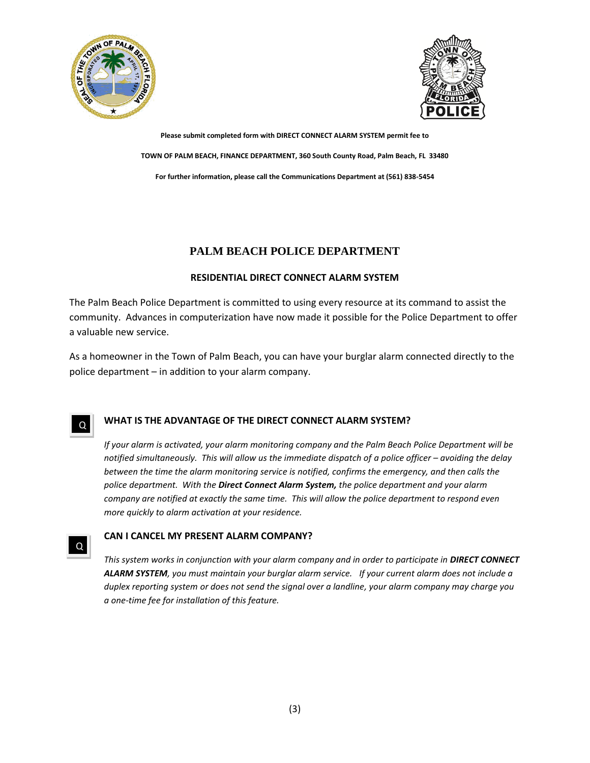**Please submit completed form with DIRECT CONNECT ALARM SYSTEM permit fee to**

**TOWN OF PALM BEACH, FINANCE DEPARTMENT, 360 South County Road, Palm Beach, FL 33480**

**For further information, please call the Communications Department at (561) 838-5454**

# PALM BEACH POLICE DEPARTMENT

## RESIDENTIAL DIRECT CONNECT ALARM SYSTEM

The Palm Beach Police Department is committed to using every resource at its command to assist the community. Advances in computerization have now made it possible for the Police Department to offer a valuable new service.

As a homeowner in the Town of Palm Beach, you can have your burglar alarm connected directly to the police department – in addition to your alarm company.

### Q WHAT IS THE ADVANTAGE OF THE DIRECT CONNECT ALARM SYSTEM?

*If your alarm is activated, your alarm monitoring company and the Palm Beach Police Department will be notified simultaneously. This will allow us the immediate dispatch of a police officer – avoiding the delay between the time the alarm monitoring service is notified, confirms the emergency, and then calls the police department. With the* ***Direct Connect Alarm System,*** *the police department and your alarm company are notified at exactly the same time. This will allow the police department to respond even more quickly to alarm activation at your residence.*

### Q CAN I CANCEL MY PRESENT ALARM COMPANY?

*This system works in conjunction with your alarm company and in order to participate in* ***DIRECT CONNECT ALARM SYSTEM****, you must maintain your burglar alarm service. If your current alarm does not include a duplex reporting system or does not send the signal over a landline, your alarm company may charge you a one-time fee for installation of this feature.*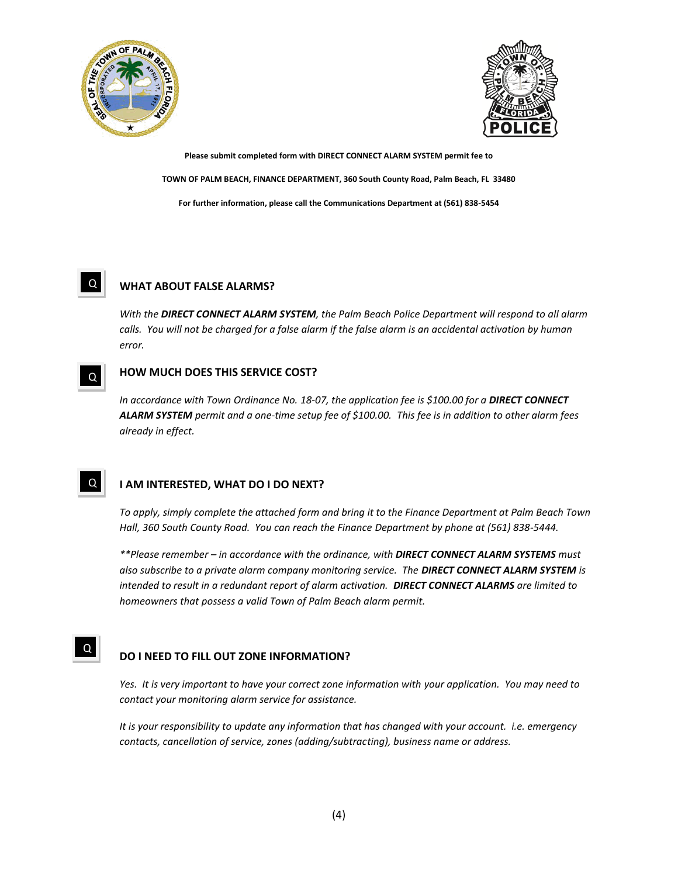**Please submit completed form with DIRECT CONNECT ALARM SYSTEM permit fee to**

**TOWN OF PALM BEACH, FINANCE DEPARTMENT, 360 South County Road, Palm Beach, FL 33480**

**For further information, please call the Communications Department at (561) 838-5454**

## Q WHAT ABOUT FALSE ALARMS?

*With the **DIRECT CONNECT ALARM SYSTEM**, the Palm Beach Police Department will respond to all alarm calls. You will not be charged for a false alarm if the false alarm is an accidental activation by human error.*

## Q HOW MUCH DOES THIS SERVICE COST?

*In accordance with Town Ordinance No. 18-07, the application fee is $100.00 for a **DIRECT CONNECT ALARM SYSTEM** permit and a one-time setup fee of $100.00. This fee is in addition to other alarm fees already in effect.*

## Q I AM INTERESTED, WHAT DO I DO NEXT?

*To apply, simply complete the attached form and bring it to the Finance Department at Palm Beach Town Hall, 360 South County Road. You can reach the Finance Department by phone at (561) 838-5444.*

*\*\*Please remember – in accordance with the ordinance, with **DIRECT CONNECT ALARM SYSTEMS** must also subscribe to a private alarm company monitoring service. The **DIRECT CONNECT ALARM SYSTEM** is intended to result in a redundant report of alarm activation. **DIRECT CONNECT ALARMS** are limited to homeowners that possess a valid Town of Palm Beach alarm permit.*

## Q DO I NEED TO FILL OUT ZONE INFORMATION?

*Yes. It is very important to have your correct zone information with your application. You may need to contact your monitoring alarm service for assistance.*

*It is your responsibility to update any information that has changed with your account. i.e. emergency contacts, cancellation of service, zones (adding/subtracting), business name or address.*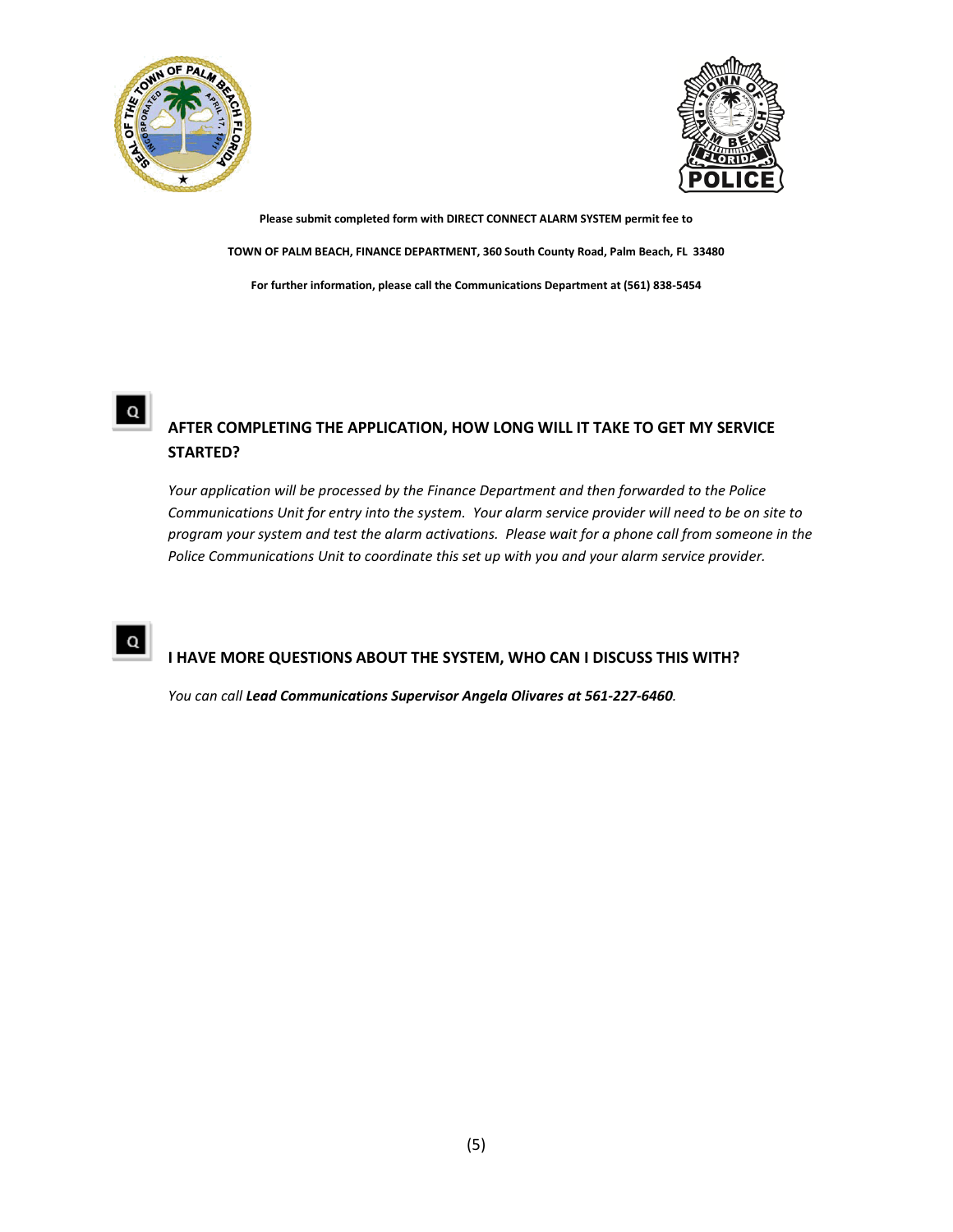**Please submit completed form with DIRECT CONNECT ALARM SYSTEM permit fee to**

**TOWN OF PALM BEACH, FINANCE DEPARTMENT, 360 South County Road, Palm Beach, FL 33480**

**For further information, please call the Communications Department at (561) 838-5454**

### Q AFTER COMPLETING THE APPLICATION, HOW LONG WILL IT TAKE TO GET MY SERVICE STARTED?

*Your application will be processed by the Finance Department and then forwarded to the Police Communications Unit for entry into the system. Your alarm service provider will need to be on site to program your system and test the alarm activations. Please wait for a phone call from someone in the Police Communications Unit to coordinate this set up with you and your alarm service provider.*

### Q I HAVE MORE QUESTIONS ABOUT THE SYSTEM, WHO CAN I DISCUSS THIS WITH?

*You can call **Lead Communications Supervisor Angela Olivares at 561-227-6460**.*